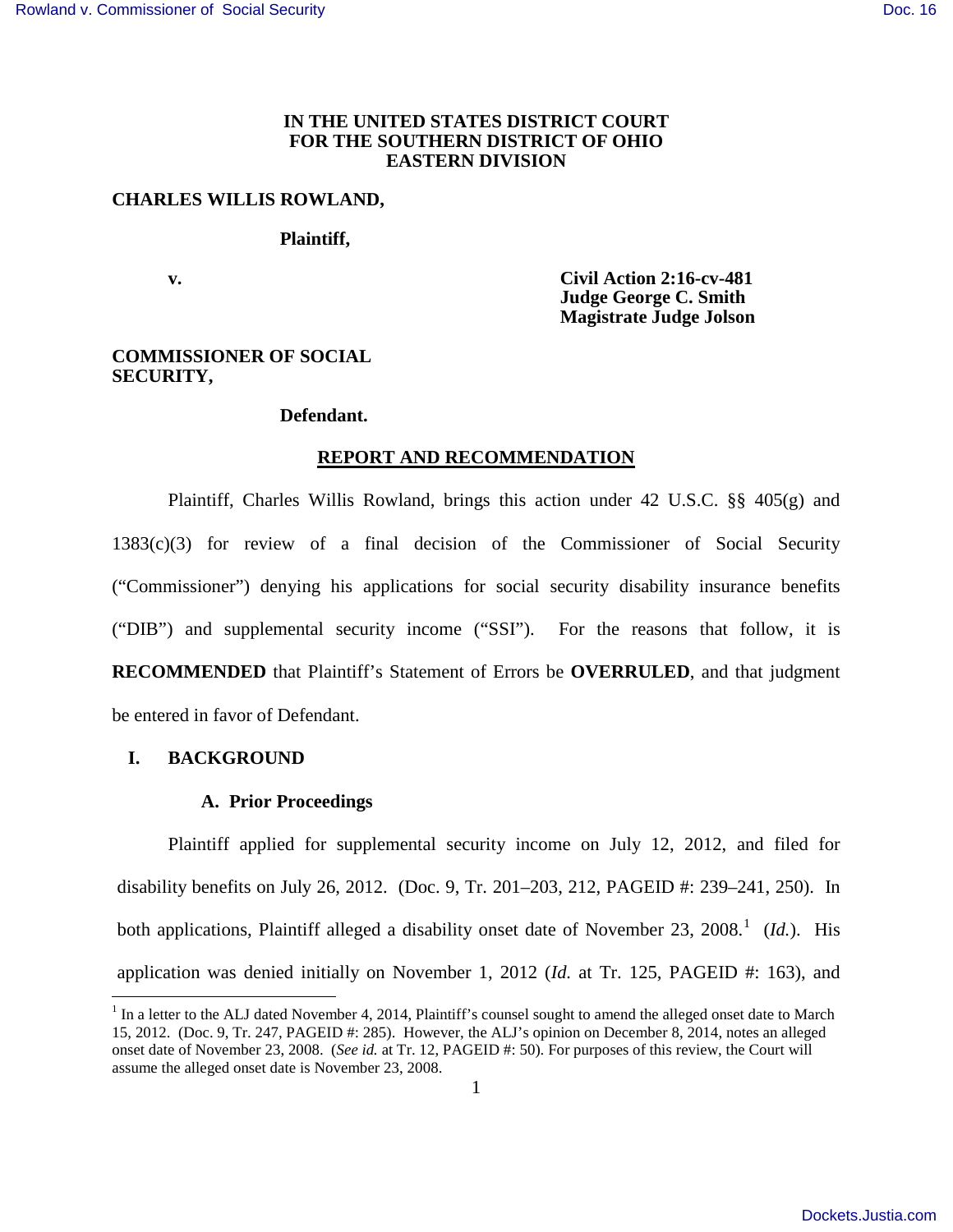**IN THE UNITED STATES DISTRICT COURT**
**FOR THE SOUTHERN DISTRICT OF OHIO**
**EASTERN DIVISION**

**CHARLES WILLIS ROWLAND,**

**Plaintiff,**

**v.**

**Civil Action 2:16-cv-481**
**Judge George C. Smith**
**Magistrate Judge Jolson**

**COMMISSIONER OF SOCIAL SECURITY,**

**Defendant.**

## REPORT AND RECOMMENDATION

Plaintiff, Charles Willis Rowland, brings this action under 42 U.S.C. §§ 405(g) and 1383(c)(3) for review of a final decision of the Commissioner of Social Security ("Commissioner") denying his applications for social security disability insurance benefits ("DIB") and supplemental security income ("SSI"). For the reasons that follow, it is **RECOMMENDED** that Plaintiff's Statement of Errors be **OVERRULED**, and that judgment be entered in favor of Defendant.

## I. BACKGROUND

### A. Prior Proceedings

Plaintiff applied for supplemental security income on July 12, 2012, and filed for disability benefits on July 26, 2012. (Doc. 9, Tr. 201–203, 212, PAGEID #: 239–241, 250). In both applications, Plaintiff alleged a disability onset date of November 23, 2008.[1] (*Id.*). His application was denied initially on November 1, 2012 (*Id.* at Tr. 125, PAGEID #: 163), and

[1] In a letter to the ALJ dated November 4, 2014, Plaintiff's counsel sought to amend the alleged onset date to March 15, 2012. (Doc. 9, Tr. 247, PAGEID #: 285). However, the ALJ's opinion on December 8, 2014, notes an alleged onset date of November 23, 2008. (*See id.* at Tr. 12, PAGEID #: 50). For purposes of this review, the Court will assume the alleged onset date is November 23, 2008.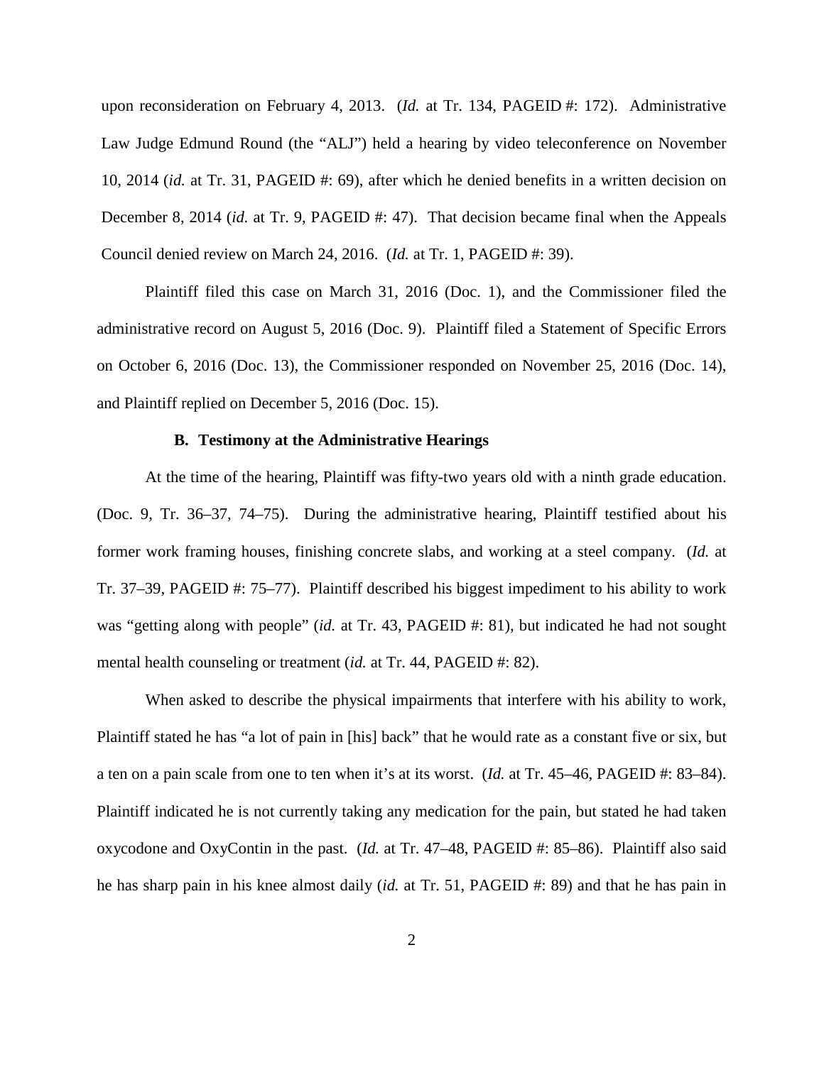upon reconsideration on February 4, 2013. (*Id.* at Tr. 134, PAGEID #: 172). Administrative Law Judge Edmund Round (the "ALJ") held a hearing by video teleconference on November 10, 2014 (*id.* at Tr. 31, PAGEID #: 69), after which he denied benefits in a written decision on December 8, 2014 (*id.* at Tr. 9, PAGEID #: 47). That decision became final when the Appeals Council denied review on March 24, 2016. (*Id.* at Tr. 1, PAGEID #: 39).

Plaintiff filed this case on March 31, 2016 (Doc. 1), and the Commissioner filed the administrative record on August 5, 2016 (Doc. 9). Plaintiff filed a Statement of Specific Errors on October 6, 2016 (Doc. 13), the Commissioner responded on November 25, 2016 (Doc. 14), and Plaintiff replied on December 5, 2016 (Doc. 15).

### B. Testimony at the Administrative Hearings

At the time of the hearing, Plaintiff was fifty-two years old with a ninth grade education. (Doc. 9, Tr. 36–37, 74–75). During the administrative hearing, Plaintiff testified about his former work framing houses, finishing concrete slabs, and working at a steel company. (*Id.* at Tr. 37–39, PAGEID #: 75–77). Plaintiff described his biggest impediment to his ability to work was "getting along with people" (*id.* at Tr. 43, PAGEID #: 81), but indicated he had not sought mental health counseling or treatment (*id.* at Tr. 44, PAGEID #: 82).

When asked to describe the physical impairments that interfere with his ability to work, Plaintiff stated he has "a lot of pain in [his] back" that he would rate as a constant five or six, but a ten on a pain scale from one to ten when it's at its worst. (*Id.* at Tr. 45–46, PAGEID #: 83–84). Plaintiff indicated he is not currently taking any medication for the pain, but stated he had taken oxycodone and OxyContin in the past. (*Id.* at Tr. 47–48, PAGEID #: 85–86). Plaintiff also said he has sharp pain in his knee almost daily (*id.* at Tr. 51, PAGEID #: 89) and that he has pain in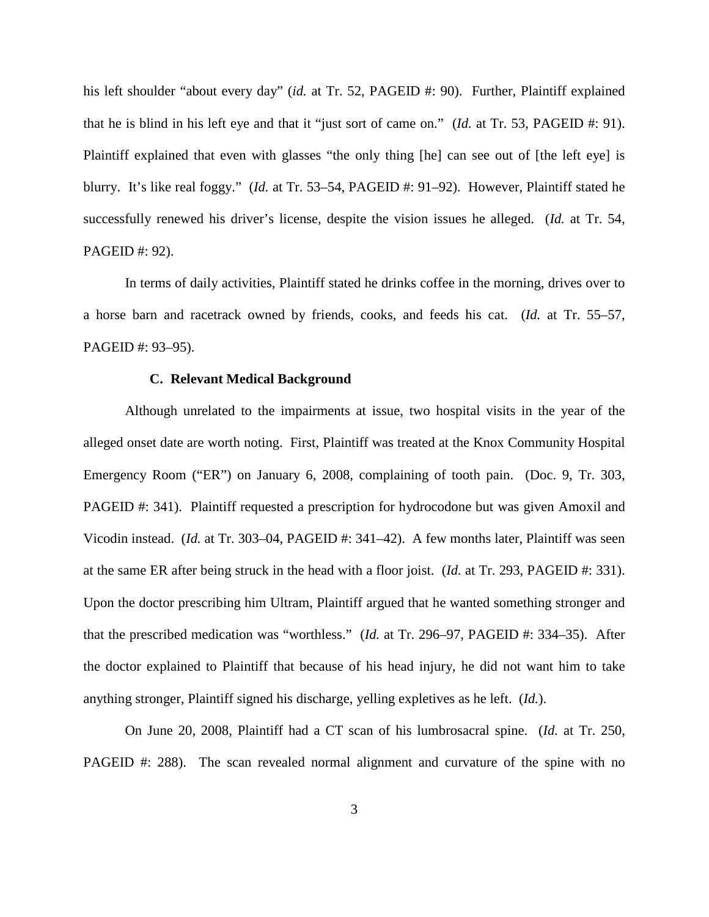his left shoulder "about every day" (*id.* at Tr. 52, PAGEID #: 90). Further, Plaintiff explained that he is blind in his left eye and that it "just sort of came on." (*Id.* at Tr. 53, PAGEID #: 91). Plaintiff explained that even with glasses "the only thing [he] can see out of [the left eye] is blurry. It's like real foggy." (*Id.* at Tr. 53–54, PAGEID #: 91–92). However, Plaintiff stated he successfully renewed his driver's license, despite the vision issues he alleged. (*Id.* at Tr. 54, PAGEID #: 92).

In terms of daily activities, Plaintiff stated he drinks coffee in the morning, drives over to a horse barn and racetrack owned by friends, cooks, and feeds his cat. (*Id.* at Tr. 55–57, PAGEID #: 93–95).

### C. Relevant Medical Background

Although unrelated to the impairments at issue, two hospital visits in the year of the alleged onset date are worth noting. First, Plaintiff was treated at the Knox Community Hospital Emergency Room ("ER") on January 6, 2008, complaining of tooth pain. (Doc. 9, Tr. 303, PAGEID #: 341). Plaintiff requested a prescription for hydrocodone but was given Amoxil and Vicodin instead. (*Id.* at Tr. 303–04, PAGEID #: 341–42). A few months later, Plaintiff was seen at the same ER after being struck in the head with a floor joist. (*Id.* at Tr. 293, PAGEID #: 331). Upon the doctor prescribing him Ultram, Plaintiff argued that he wanted something stronger and that the prescribed medication was "worthless." (*Id.* at Tr. 296–97, PAGEID #: 334–35). After the doctor explained to Plaintiff that because of his head injury, he did not want him to take anything stronger, Plaintiff signed his discharge, yelling expletives as he left. (*Id.*).

On June 20, 2008, Plaintiff had a CT scan of his lumbrosacral spine. (*Id.* at Tr. 250, PAGEID #: 288). The scan revealed normal alignment and curvature of the spine with no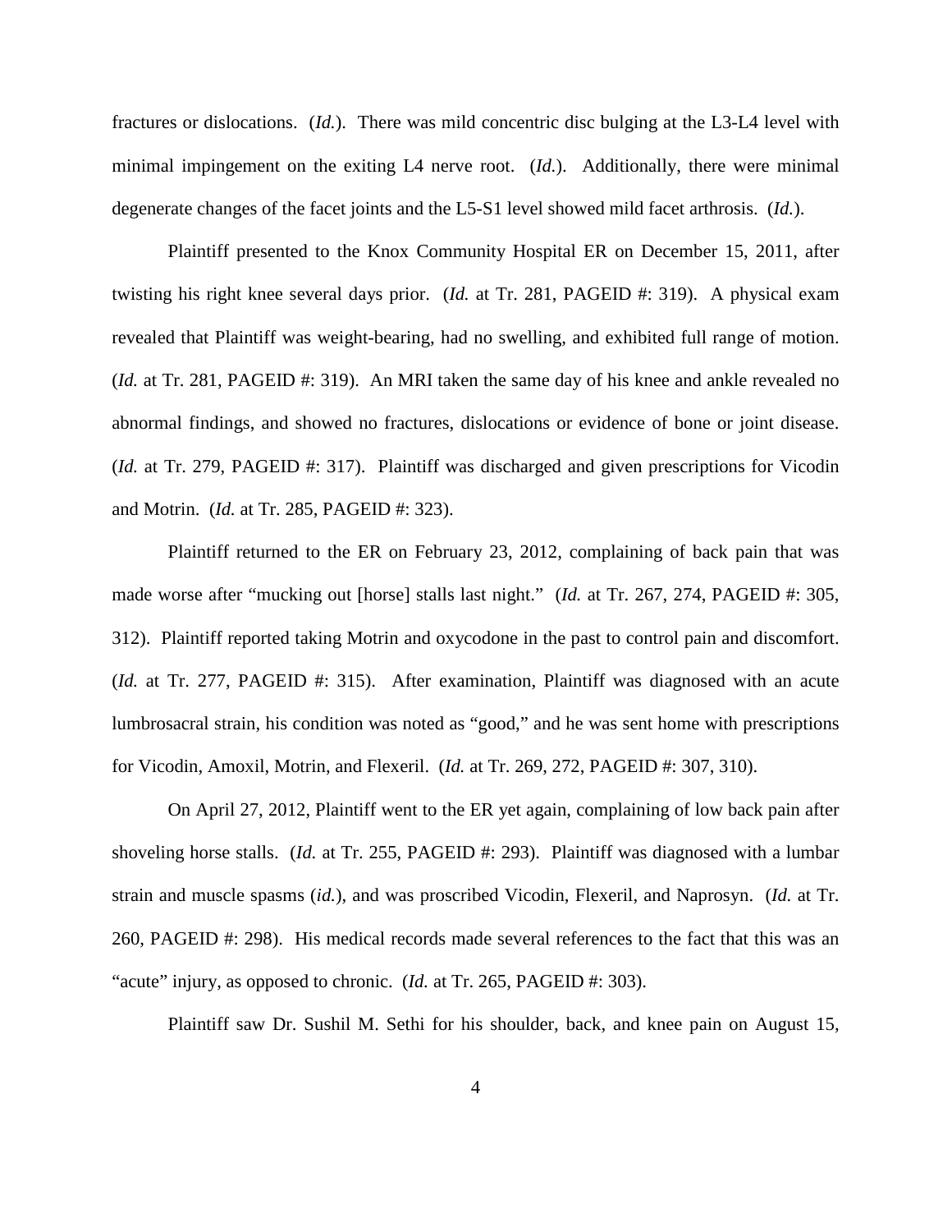fractures or dislocations. (*Id.*). There was mild concentric disc bulging at the L3-L4 level with minimal impingement on the exiting L4 nerve root. (*Id.*). Additionally, there were minimal degenerate changes of the facet joints and the L5-S1 level showed mild facet arthrosis. (*Id.*).

Plaintiff presented to the Knox Community Hospital ER on December 15, 2011, after twisting his right knee several days prior. (*Id.* at Tr. 281, PAGEID #: 319). A physical exam revealed that Plaintiff was weight-bearing, had no swelling, and exhibited full range of motion. (*Id.* at Tr. 281, PAGEID #: 319). An MRI taken the same day of his knee and ankle revealed no abnormal findings, and showed no fractures, dislocations or evidence of bone or joint disease. (*Id.* at Tr. 279, PAGEID #: 317). Plaintiff was discharged and given prescriptions for Vicodin and Motrin. (*Id.* at Tr. 285, PAGEID #: 323).

Plaintiff returned to the ER on February 23, 2012, complaining of back pain that was made worse after "mucking out [horse] stalls last night." (*Id.* at Tr. 267, 274, PAGEID #: 305, 312). Plaintiff reported taking Motrin and oxycodone in the past to control pain and discomfort. (*Id.* at Tr. 277, PAGEID #: 315). After examination, Plaintiff was diagnosed with an acute lumbrosacral strain, his condition was noted as "good," and he was sent home with prescriptions for Vicodin, Amoxil, Motrin, and Flexeril. (*Id.* at Tr. 269, 272, PAGEID #: 307, 310).

On April 27, 2012, Plaintiff went to the ER yet again, complaining of low back pain after shoveling horse stalls. (*Id.* at Tr. 255, PAGEID #: 293). Plaintiff was diagnosed with a lumbar strain and muscle spasms (*id.*), and was proscribed Vicodin, Flexeril, and Naprosyn. (*Id.* at Tr. 260, PAGEID #: 298). His medical records made several references to the fact that this was an "acute" injury, as opposed to chronic. (*Id.* at Tr. 265, PAGEID #: 303).

Plaintiff saw Dr. Sushil M. Sethi for his shoulder, back, and knee pain on August 15,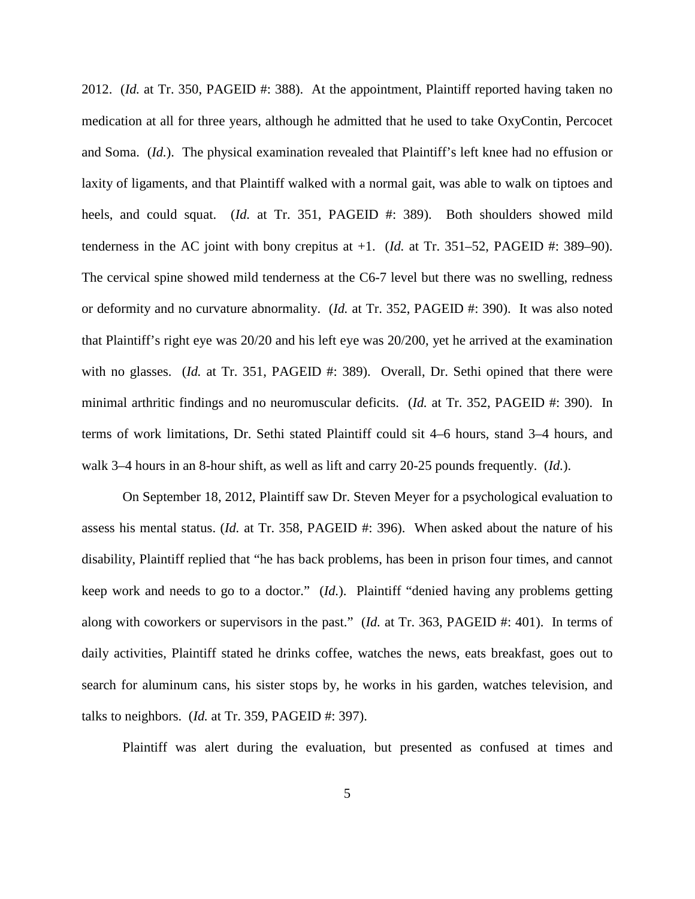2012. (*Id.* at Tr. 350, PAGEID #: 388). At the appointment, Plaintiff reported having taken no medication at all for three years, although he admitted that he used to take OxyContin, Percocet and Soma. (*Id.*). The physical examination revealed that Plaintiff's left knee had no effusion or laxity of ligaments, and that Plaintiff walked with a normal gait, was able to walk on tiptoes and heels, and could squat. (*Id.* at Tr. 351, PAGEID #: 389). Both shoulders showed mild tenderness in the AC joint with bony crepitus at +1. (*Id.* at Tr. 351–52, PAGEID #: 389–90). The cervical spine showed mild tenderness at the C6-7 level but there was no swelling, redness or deformity and no curvature abnormality. (*Id.* at Tr. 352, PAGEID #: 390). It was also noted that Plaintiff's right eye was 20/20 and his left eye was 20/200, yet he arrived at the examination with no glasses. (*Id.* at Tr. 351, PAGEID #: 389). Overall, Dr. Sethi opined that there were minimal arthritic findings and no neuromuscular deficits. (*Id.* at Tr. 352, PAGEID #: 390). In terms of work limitations, Dr. Sethi stated Plaintiff could sit 4–6 hours, stand 3–4 hours, and walk 3–4 hours in an 8-hour shift, as well as lift and carry 20-25 pounds frequently. (*Id.*).

On September 18, 2012, Plaintiff saw Dr. Steven Meyer for a psychological evaluation to assess his mental status. (*Id.* at Tr. 358, PAGEID #: 396). When asked about the nature of his disability, Plaintiff replied that "he has back problems, has been in prison four times, and cannot keep work and needs to go to a doctor." (*Id.*). Plaintiff "denied having any problems getting along with coworkers or supervisors in the past." (*Id.* at Tr. 363, PAGEID #: 401). In terms of daily activities, Plaintiff stated he drinks coffee, watches the news, eats breakfast, goes out to search for aluminum cans, his sister stops by, he works in his garden, watches television, and talks to neighbors. (*Id.* at Tr. 359, PAGEID #: 397).

Plaintiff was alert during the evaluation, but presented as confused at times and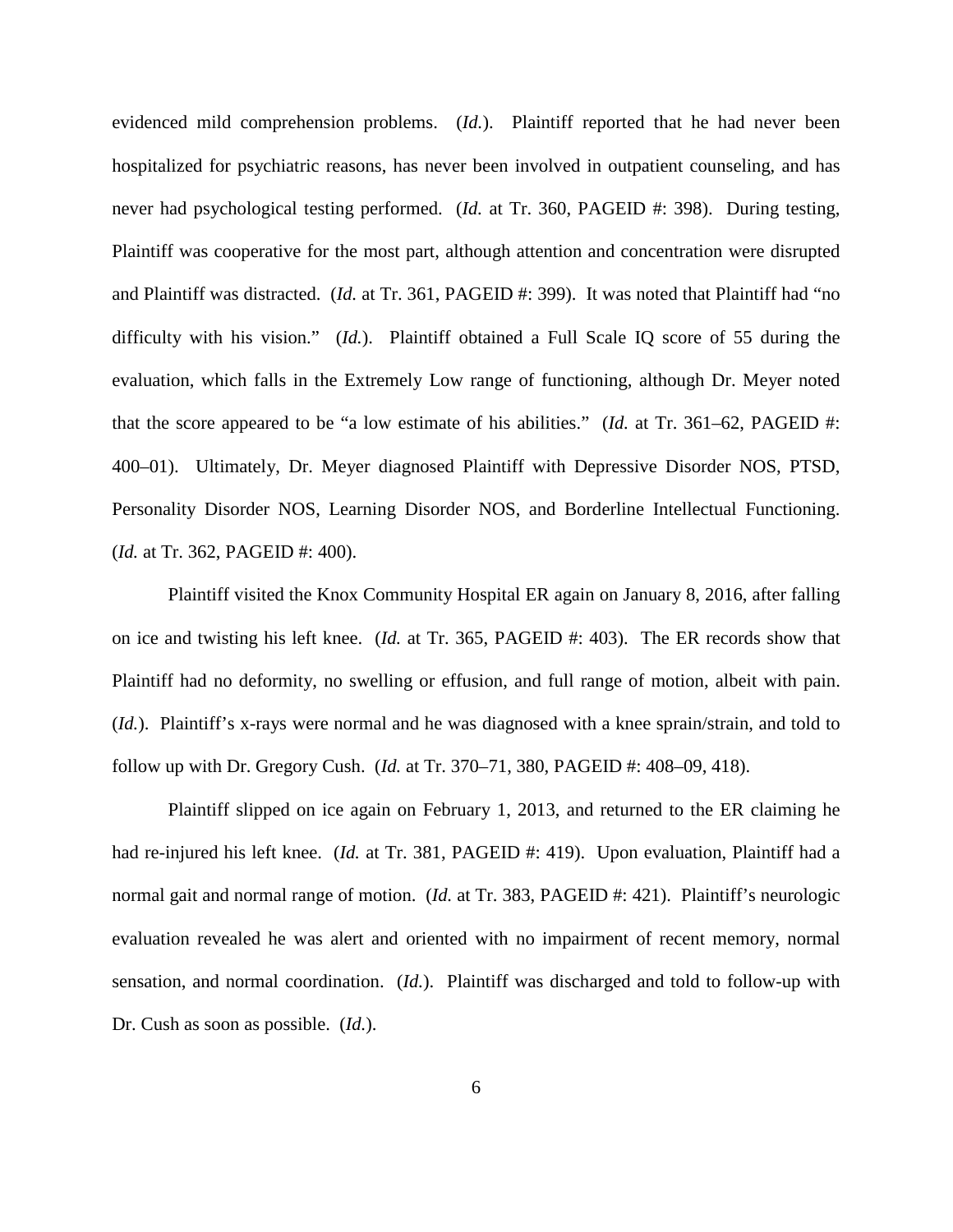evidenced mild comprehension problems. (*Id.*). Plaintiff reported that he had never been hospitalized for psychiatric reasons, has never been involved in outpatient counseling, and has never had psychological testing performed. (*Id.* at Tr. 360, PAGEID #: 398). During testing, Plaintiff was cooperative for the most part, although attention and concentration were disrupted and Plaintiff was distracted. (*Id.* at Tr. 361, PAGEID #: 399). It was noted that Plaintiff had "no difficulty with his vision." (*Id.*). Plaintiff obtained a Full Scale IQ score of 55 during the evaluation, which falls in the Extremely Low range of functioning, although Dr. Meyer noted that the score appeared to be "a low estimate of his abilities." (*Id.* at Tr. 361–62, PAGEID #: 400–01). Ultimately, Dr. Meyer diagnosed Plaintiff with Depressive Disorder NOS, PTSD, Personality Disorder NOS, Learning Disorder NOS, and Borderline Intellectual Functioning. (*Id.* at Tr. 362, PAGEID #: 400).

Plaintiff visited the Knox Community Hospital ER again on January 8, 2016, after falling on ice and twisting his left knee. (*Id.* at Tr. 365, PAGEID #: 403). The ER records show that Plaintiff had no deformity, no swelling or effusion, and full range of motion, albeit with pain. (*Id.*). Plaintiff's x-rays were normal and he was diagnosed with a knee sprain/strain, and told to follow up with Dr. Gregory Cush. (*Id.* at Tr. 370–71, 380, PAGEID #: 408–09, 418).

Plaintiff slipped on ice again on February 1, 2013, and returned to the ER claiming he had re-injured his left knee. (*Id.* at Tr. 381, PAGEID #: 419). Upon evaluation, Plaintiff had a normal gait and normal range of motion. (*Id.* at Tr. 383, PAGEID #: 421). Plaintiff's neurologic evaluation revealed he was alert and oriented with no impairment of recent memory, normal sensation, and normal coordination. (*Id.*). Plaintiff was discharged and told to follow-up with Dr. Cush as soon as possible. (*Id.*).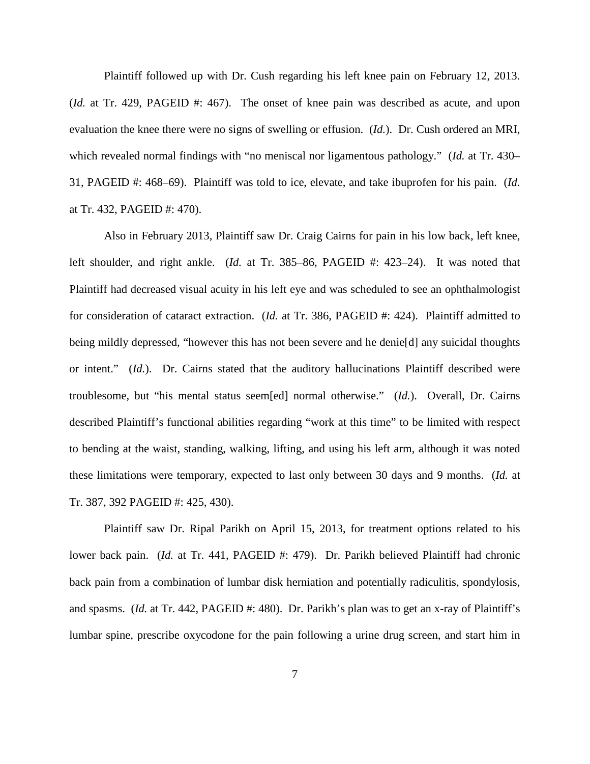Plaintiff followed up with Dr. Cush regarding his left knee pain on February 12, 2013. (*Id.* at Tr. 429, PAGEID #: 467). The onset of knee pain was described as acute, and upon evaluation the knee there were no signs of swelling or effusion. (*Id.*). Dr. Cush ordered an MRI, which revealed normal findings with "no meniscal nor ligamentous pathology." (*Id.* at Tr. 430–31, PAGEID #: 468–69). Plaintiff was told to ice, elevate, and take ibuprofen for his pain. (*Id.* at Tr. 432, PAGEID #: 470).

Also in February 2013, Plaintiff saw Dr. Craig Cairns for pain in his low back, left knee, left shoulder, and right ankle. (*Id.* at Tr. 385–86, PAGEID #: 423–24). It was noted that Plaintiff had decreased visual acuity in his left eye and was scheduled to see an ophthalmologist for consideration of cataract extraction. (*Id.* at Tr. 386, PAGEID #: 424). Plaintiff admitted to being mildly depressed, "however this has not been severe and he denie[d] any suicidal thoughts or intent." (*Id.*). Dr. Cairns stated that the auditory hallucinations Plaintiff described were troublesome, but "his mental status seem[ed] normal otherwise." (*Id.*). Overall, Dr. Cairns described Plaintiff's functional abilities regarding "work at this time" to be limited with respect to bending at the waist, standing, walking, lifting, and using his left arm, although it was noted these limitations were temporary, expected to last only between 30 days and 9 months. (*Id.* at Tr. 387, 392 PAGEID #: 425, 430).

Plaintiff saw Dr. Ripal Parikh on April 15, 2013, for treatment options related to his lower back pain. (*Id.* at Tr. 441, PAGEID #: 479). Dr. Parikh believed Plaintiff had chronic back pain from a combination of lumbar disk herniation and potentially radiculitis, spondylosis, and spasms. (*Id.* at Tr. 442, PAGEID #: 480). Dr. Parikh's plan was to get an x-ray of Plaintiff's lumbar spine, prescribe oxycodone for the pain following a urine drug screen, and start him in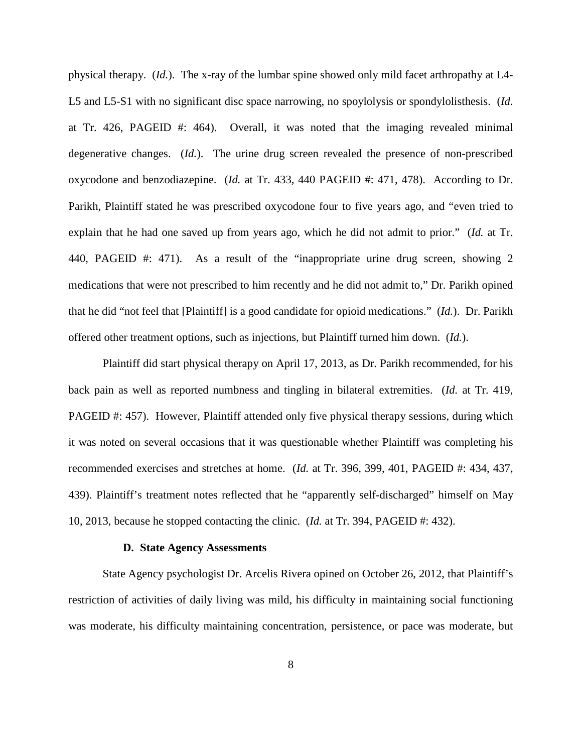physical therapy. (*Id.*). The x-ray of the lumbar spine showed only mild facet arthropathy at L4-L5 and L5-S1 with no significant disc space narrowing, no spoylolysis or spondylolisthesis. (*Id.* at Tr. 426, PAGEID #: 464). Overall, it was noted that the imaging revealed minimal degenerative changes. (*Id.*). The urine drug screen revealed the presence of non-prescribed oxycodone and benzodiazepine. (*Id.* at Tr. 433, 440 PAGEID #: 471, 478). According to Dr. Parikh, Plaintiff stated he was prescribed oxycodone four to five years ago, and "even tried to explain that he had one saved up from years ago, which he did not admit to prior." (*Id.* at Tr. 440, PAGEID #: 471). As a result of the "inappropriate urine drug screen, showing 2 medications that were not prescribed to him recently and he did not admit to," Dr. Parikh opined that he did "not feel that [Plaintiff] is a good candidate for opioid medications." (*Id.*). Dr. Parikh offered other treatment options, such as injections, but Plaintiff turned him down. (*Id.*).

Plaintiff did start physical therapy on April 17, 2013, as Dr. Parikh recommended, for his back pain as well as reported numbness and tingling in bilateral extremities. (*Id.* at Tr. 419, PAGEID #: 457). However, Plaintiff attended only five physical therapy sessions, during which it was noted on several occasions that it was questionable whether Plaintiff was completing his recommended exercises and stretches at home. (*Id.* at Tr. 396, 399, 401, PAGEID #: 434, 437, 439). Plaintiff's treatment notes reflected that he "apparently self-discharged" himself on May 10, 2013, because he stopped contacting the clinic. (*Id.* at Tr. 394, PAGEID #: 432).

### D. State Agency Assessments

State Agency psychologist Dr. Arcelis Rivera opined on October 26, 2012, that Plaintiff's restriction of activities of daily living was mild, his difficulty in maintaining social functioning was moderate, his difficulty maintaining concentration, persistence, or pace was moderate, but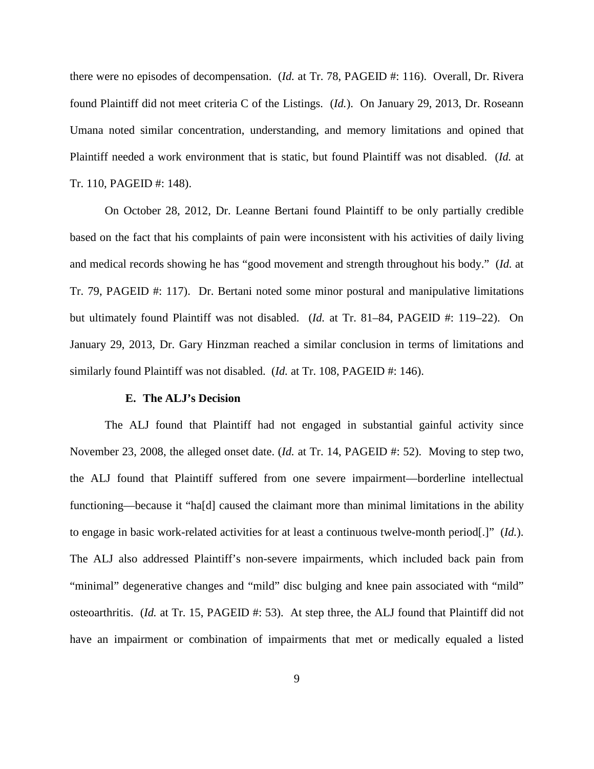there were no episodes of decompensation. (*Id.* at Tr. 78, PAGEID #: 116). Overall, Dr. Rivera found Plaintiff did not meet criteria C of the Listings. (*Id.*). On January 29, 2013, Dr. Roseann Umana noted similar concentration, understanding, and memory limitations and opined that Plaintiff needed a work environment that is static, but found Plaintiff was not disabled. (*Id.* at Tr. 110, PAGEID #: 148).

On October 28, 2012, Dr. Leanne Bertani found Plaintiff to be only partially credible based on the fact that his complaints of pain were inconsistent with his activities of daily living and medical records showing he has "good movement and strength throughout his body." (*Id.* at Tr. 79, PAGEID #: 117). Dr. Bertani noted some minor postural and manipulative limitations but ultimately found Plaintiff was not disabled. (*Id.* at Tr. 81–84, PAGEID #: 119–22). On January 29, 2013, Dr. Gary Hinzman reached a similar conclusion in terms of limitations and similarly found Plaintiff was not disabled. (*Id.* at Tr. 108, PAGEID #: 146).

**E. The ALJ's Decision**

The ALJ found that Plaintiff had not engaged in substantial gainful activity since November 23, 2008, the alleged onset date. (*Id.* at Tr. 14, PAGEID #: 52). Moving to step two, the ALJ found that Plaintiff suffered from one severe impairment—borderline intellectual functioning—because it "ha[d] caused the claimant more than minimal limitations in the ability to engage in basic work-related activities for at least a continuous twelve-month period[.]" (*Id.*). The ALJ also addressed Plaintiff's non-severe impairments, which included back pain from "minimal" degenerative changes and "mild" disc bulging and knee pain associated with "mild" osteoarthritis. (*Id.* at Tr. 15, PAGEID #: 53). At step three, the ALJ found that Plaintiff did not have an impairment or combination of impairments that met or medically equaled a listed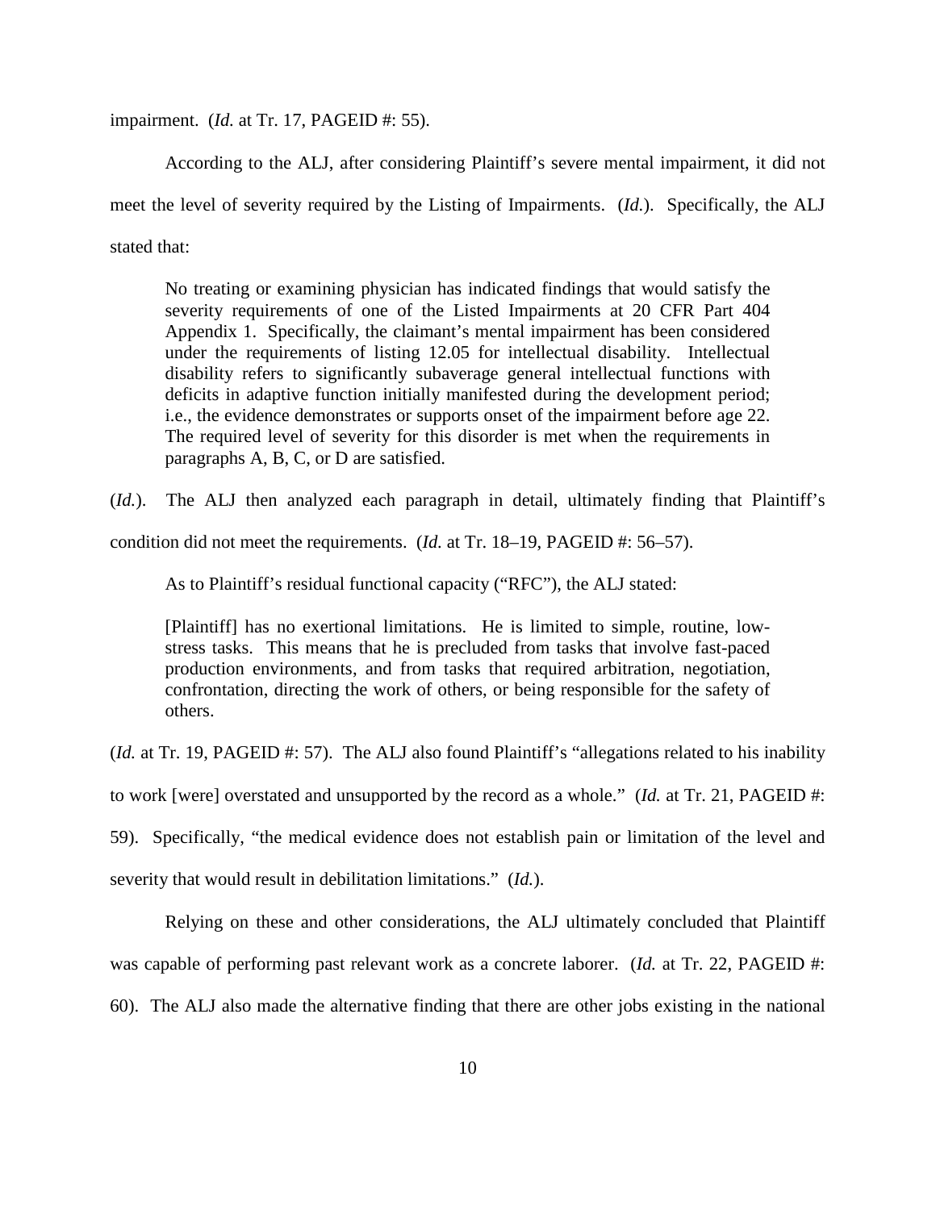impairment. (*Id.* at Tr. 17, PAGEID #: 55).

According to the ALJ, after considering Plaintiff's severe mental impairment, it did not meet the level of severity required by the Listing of Impairments. (*Id.*). Specifically, the ALJ stated that:

> No treating or examining physician has indicated findings that would satisfy the severity requirements of one of the Listed Impairments at 20 CFR Part 404 Appendix 1. Specifically, the claimant's mental impairment has been considered under the requirements of listing 12.05 for intellectual disability. Intellectual disability refers to significantly subaverage general intellectual functions with deficits in adaptive function initially manifested during the development period; i.e., the evidence demonstrates or supports onset of the impairment before age 22. The required level of severity for this disorder is met when the requirements in paragraphs A, B, C, or D are satisfied.

(*Id.*). The ALJ then analyzed each paragraph in detail, ultimately finding that Plaintiff's condition did not meet the requirements. (*Id.* at Tr. 18–19, PAGEID #: 56–57).

As to Plaintiff's residual functional capacity ("RFC"), the ALJ stated:

> [Plaintiff] has no exertional limitations. He is limited to simple, routine, low-stress tasks. This means that he is precluded from tasks that involve fast-paced production environments, and from tasks that required arbitration, negotiation, confrontation, directing the work of others, or being responsible for the safety of others.

(*Id.* at Tr. 19, PAGEID #: 57). The ALJ also found Plaintiff's "allegations related to his inability to work [were] overstated and unsupported by the record as a whole." (*Id.* at Tr. 21, PAGEID #: 59). Specifically, "the medical evidence does not establish pain or limitation of the level and severity that would result in debilitation limitations." (*Id.*).

Relying on these and other considerations, the ALJ ultimately concluded that Plaintiff was capable of performing past relevant work as a concrete laborer. (*Id.* at Tr. 22, PAGEID #: 60). The ALJ also made the alternative finding that there are other jobs existing in the national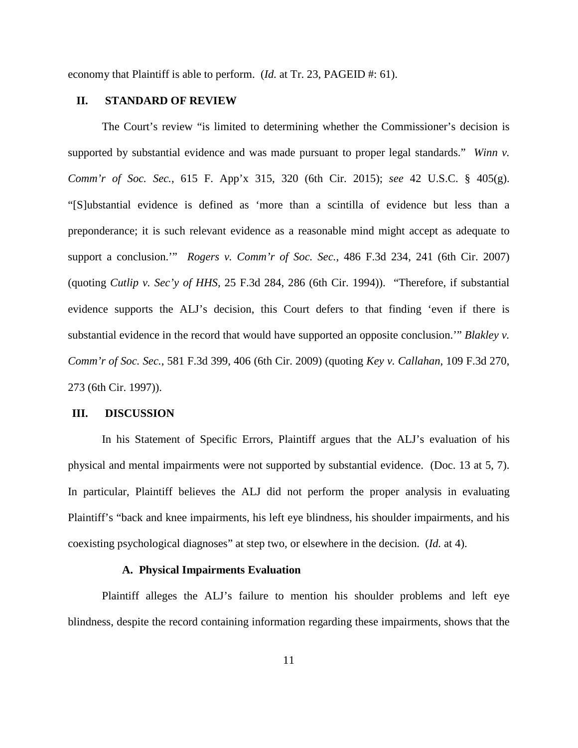economy that Plaintiff is able to perform. (*Id.* at Tr. 23, PAGEID #: 61).

## II. STANDARD OF REVIEW

The Court's review "is limited to determining whether the Commissioner's decision is supported by substantial evidence and was made pursuant to proper legal standards." *Winn v. Comm'r of Soc. Sec.*, 615 F. App'x 315, 320 (6th Cir. 2015); *see* 42 U.S.C. § 405(g). "[S]ubstantial evidence is defined as 'more than a scintilla of evidence but less than a preponderance; it is such relevant evidence as a reasonable mind might accept as adequate to support a conclusion.'" *Rogers v. Comm'r of Soc. Sec.*, 486 F.3d 234, 241 (6th Cir. 2007) (quoting *Cutlip v. Sec'y of HHS*, 25 F.3d 284, 286 (6th Cir. 1994)). "Therefore, if substantial evidence supports the ALJ's decision, this Court defers to that finding 'even if there is substantial evidence in the record that would have supported an opposite conclusion.'" *Blakley v. Comm'r of Soc. Sec.*, 581 F.3d 399, 406 (6th Cir. 2009) (quoting *Key v. Callahan*, 109 F.3d 270, 273 (6th Cir. 1997)).

## III. DISCUSSION

In his Statement of Specific Errors, Plaintiff argues that the ALJ's evaluation of his physical and mental impairments were not supported by substantial evidence. (Doc. 13 at 5, 7). In particular, Plaintiff believes the ALJ did not perform the proper analysis in evaluating Plaintiff's "back and knee impairments, his left eye blindness, his shoulder impairments, and his coexisting psychological diagnoses" at step two, or elsewhere in the decision. (*Id.* at 4).

### A. Physical Impairments Evaluation

Plaintiff alleges the ALJ's failure to mention his shoulder problems and left eye blindness, despite the record containing information regarding these impairments, shows that the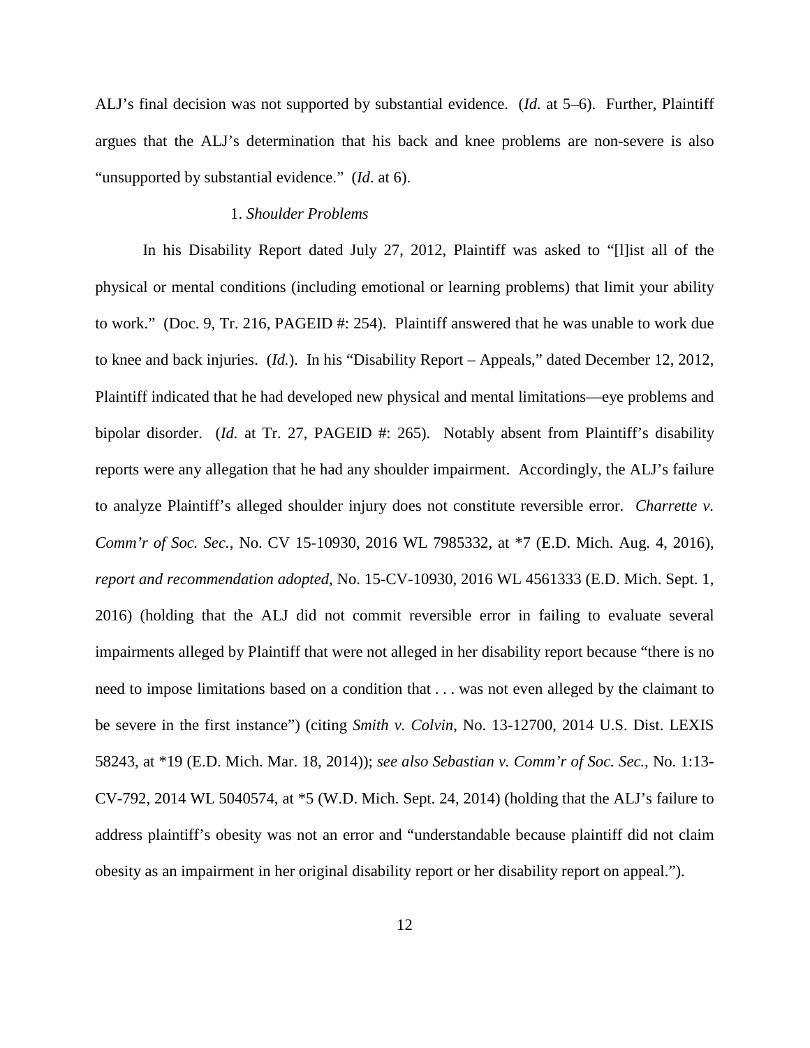ALJ's final decision was not supported by substantial evidence. (*Id.* at 5–6). Further, Plaintiff argues that the ALJ's determination that his back and knee problems are non-severe is also "unsupported by substantial evidence." (*Id*. at 6).

1. *Shoulder Problems*

In his Disability Report dated July 27, 2012, Plaintiff was asked to "[l]ist all of the physical or mental conditions (including emotional or learning problems) that limit your ability to work." (Doc. 9, Tr. 216, PAGEID #: 254). Plaintiff answered that he was unable to work due to knee and back injuries. (*Id.*). In his "Disability Report – Appeals," dated December 12, 2012, Plaintiff indicated that he had developed new physical and mental limitations—eye problems and bipolar disorder. (*Id.* at Tr. 27, PAGEID #: 265). Notably absent from Plaintiff's disability reports were any allegation that he had any shoulder impairment. Accordingly, the ALJ's failure to analyze Plaintiff's alleged shoulder injury does not constitute reversible error. *Charrette v. Comm'r of Soc. Sec.*, No. CV 15-10930, 2016 WL 7985332, at *7 (E.D. Mich. Aug. 4, 2016), *report and recommendation adopted*, No. 15-CV-10930, 2016 WL 4561333 (E.D. Mich. Sept. 1, 2016) (holding that the ALJ did not commit reversible error in failing to evaluate several impairments alleged by Plaintiff that were not alleged in her disability report because "there is no need to impose limitations based on a condition that . . . was not even alleged by the claimant to be severe in the first instance") (citing *Smith v. Colvin*, No. 13-12700, 2014 U.S. Dist. LEXIS 58243, at *19 (E.D. Mich. Mar. 18, 2014)); *see also Sebastian v. Comm'r of Soc. Sec.*, No. 1:13-CV-792, 2014 WL 5040574, at *5 (W.D. Mich. Sept. 24, 2014) (holding that the ALJ's failure to address plaintiff's obesity was not an error and "understandable because plaintiff did not claim obesity as an impairment in her original disability report or her disability report on appeal.").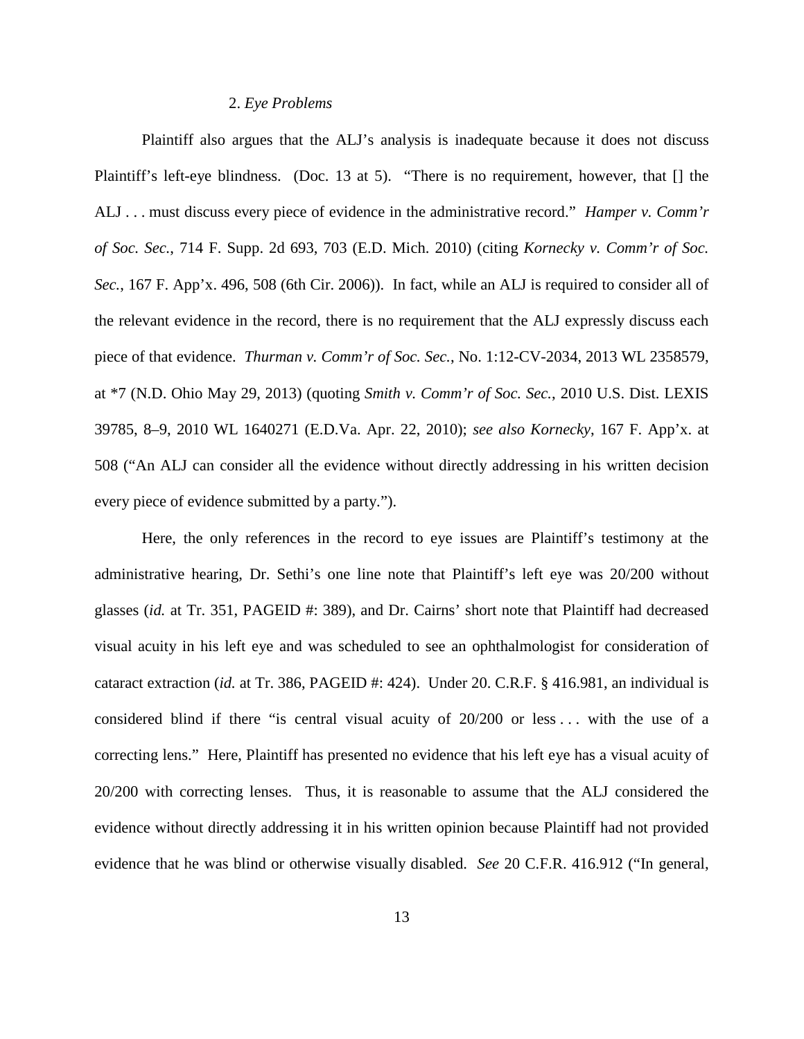2. *Eye Problems*

Plaintiff also argues that the ALJ's analysis is inadequate because it does not discuss Plaintiff's left-eye blindness. (Doc. 13 at 5). "There is no requirement, however, that [] the ALJ . . . must discuss every piece of evidence in the administrative record." *Hamper v. Comm'r of Soc. Sec.*, 714 F. Supp. 2d 693, 703 (E.D. Mich. 2010) (citing *Kornecky v. Comm'r of Soc. Sec.*, 167 F. App'x. 496, 508 (6th Cir. 2006)). In fact, while an ALJ is required to consider all of the relevant evidence in the record, there is no requirement that the ALJ expressly discuss each piece of that evidence. *Thurman v. Comm'r of Soc. Sec.*, No. 1:12-CV-2034, 2013 WL 2358579, at *7 (N.D. Ohio May 29, 2013) (quoting *Smith v. Comm'r of Soc. Sec.*, 2010 U.S. Dist. LEXIS 39785, 8–9, 2010 WL 1640271 (E.D.Va. Apr. 22, 2010); *see also Kornecky*, 167 F. App'x. at 508 ("An ALJ can consider all the evidence without directly addressing in his written decision every piece of evidence submitted by a party.").

Here, the only references in the record to eye issues are Plaintiff's testimony at the administrative hearing, Dr. Sethi's one line note that Plaintiff's left eye was 20/200 without glasses (*id.* at Tr. 351, PAGEID #: 389), and Dr. Cairns' short note that Plaintiff had decreased visual acuity in his left eye and was scheduled to see an ophthalmologist for consideration of cataract extraction (*id.* at Tr. 386, PAGEID #: 424). Under 20. C.R.F. § 416.981, an individual is considered blind if there "is central visual acuity of 20/200 or less . . . with the use of a correcting lens." Here, Plaintiff has presented no evidence that his left eye has a visual acuity of 20/200 with correcting lenses. Thus, it is reasonable to assume that the ALJ considered the evidence without directly addressing it in his written opinion because Plaintiff had not provided evidence that he was blind or otherwise visually disabled. *See* 20 C.F.R. 416.912 ("In general,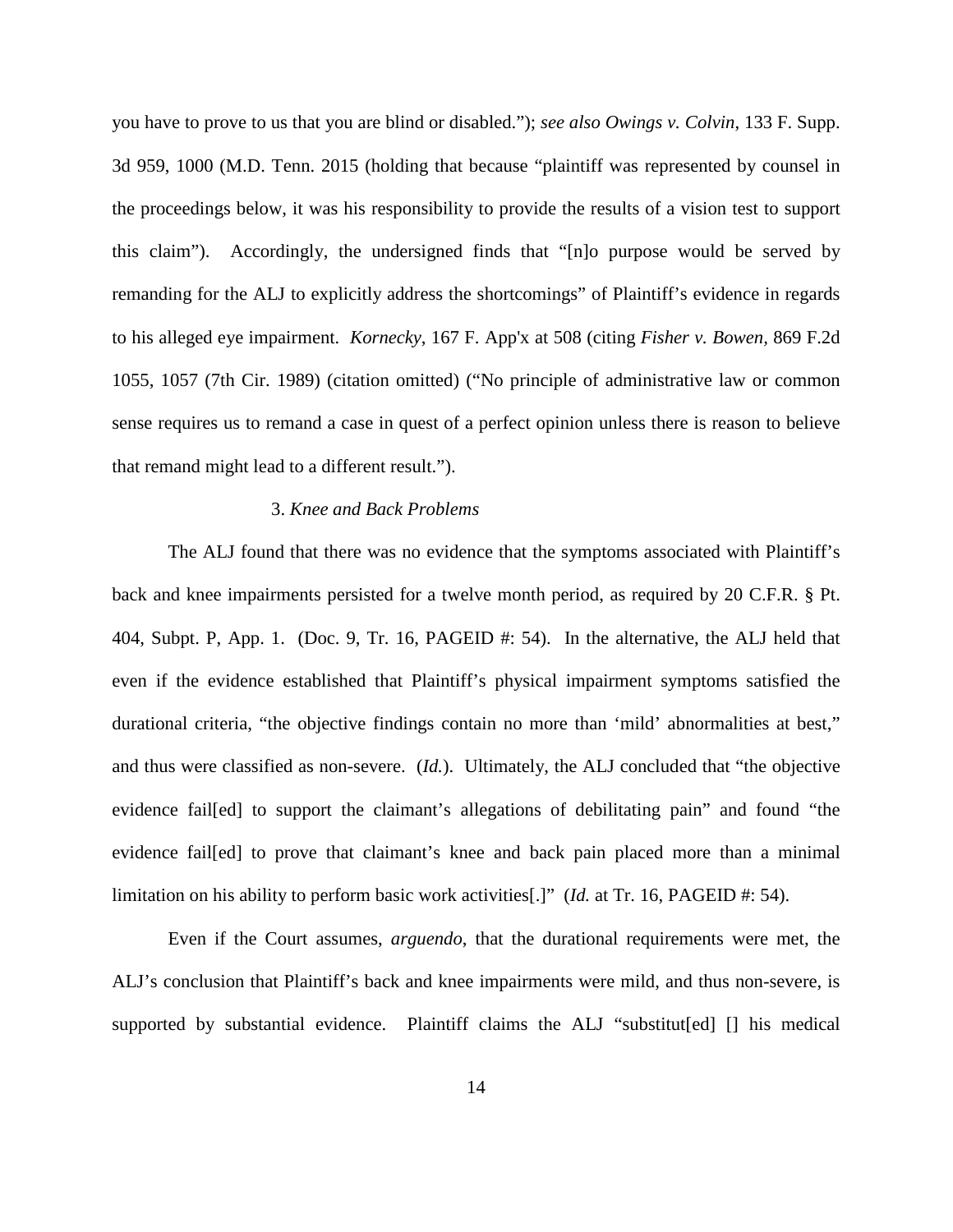you have to prove to us that you are blind or disabled."); *see also Owings v. Colvin*, 133 F. Supp. 3d 959, 1000 (M.D. Tenn. 2015 (holding that because "plaintiff was represented by counsel in the proceedings below, it was his responsibility to provide the results of a vision test to support this claim"). Accordingly, the undersigned finds that "[n]o purpose would be served by remanding for the ALJ to explicitly address the shortcomings" of Plaintiff's evidence in regards to his alleged eye impairment. *Kornecky*, 167 F. App'x at 508 (citing *Fisher v. Bowen*, 869 F.2d 1055, 1057 (7th Cir. 1989) (citation omitted) ("No principle of administrative law or common sense requires us to remand a case in quest of a perfect opinion unless there is reason to believe that remand might lead to a different result.").

### 3. *Knee and Back Problems*

The ALJ found that there was no evidence that the symptoms associated with Plaintiff's back and knee impairments persisted for a twelve month period, as required by 20 C.F.R. § Pt. 404, Subpt. P, App. 1. (Doc. 9, Tr. 16, PAGEID #: 54). In the alternative, the ALJ held that even if the evidence established that Plaintiff's physical impairment symptoms satisfied the durational criteria, "the objective findings contain no more than 'mild' abnormalities at best," and thus were classified as non-severe. (*Id.*). Ultimately, the ALJ concluded that "the objective evidence fail[ed] to support the claimant's allegations of debilitating pain" and found "the evidence fail[ed] to prove that claimant's knee and back pain placed more than a minimal limitation on his ability to perform basic work activities[.]" (*Id.* at Tr. 16, PAGEID #: 54).

Even if the Court assumes, *arguendo*, that the durational requirements were met, the ALJ's conclusion that Plaintiff's back and knee impairments were mild, and thus non-severe, is supported by substantial evidence. Plaintiff claims the ALJ "substitut[ed] [] his medical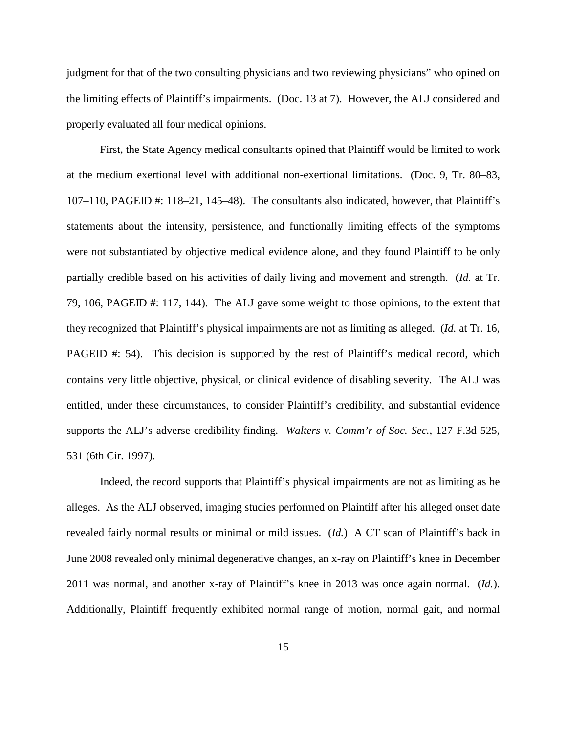judgment for that of the two consulting physicians and two reviewing physicians" who opined on the limiting effects of Plaintiff's impairments. (Doc. 13 at 7). However, the ALJ considered and properly evaluated all four medical opinions.

First, the State Agency medical consultants opined that Plaintiff would be limited to work at the medium exertional level with additional non-exertional limitations. (Doc. 9, Tr. 80–83, 107–110, PAGEID #: 118–21, 145–48). The consultants also indicated, however, that Plaintiff's statements about the intensity, persistence, and functionally limiting effects of the symptoms were not substantiated by objective medical evidence alone, and they found Plaintiff to be only partially credible based on his activities of daily living and movement and strength. (*Id.* at Tr. 79, 106, PAGEID #: 117, 144). The ALJ gave some weight to those opinions, to the extent that they recognized that Plaintiff's physical impairments are not as limiting as alleged. (*Id.* at Tr. 16, PAGEID #: 54). This decision is supported by the rest of Plaintiff's medical record, which contains very little objective, physical, or clinical evidence of disabling severity. The ALJ was entitled, under these circumstances, to consider Plaintiff's credibility, and substantial evidence supports the ALJ's adverse credibility finding. *Walters v. Comm'r of Soc. Sec.*, 127 F.3d 525, 531 (6th Cir. 1997).

Indeed, the record supports that Plaintiff's physical impairments are not as limiting as he alleges. As the ALJ observed, imaging studies performed on Plaintiff after his alleged onset date revealed fairly normal results or minimal or mild issues. (*Id.*) A CT scan of Plaintiff's back in June 2008 revealed only minimal degenerative changes, an x-ray on Plaintiff's knee in December 2011 was normal, and another x-ray of Plaintiff's knee in 2013 was once again normal. (*Id.*). Additionally, Plaintiff frequently exhibited normal range of motion, normal gait, and normal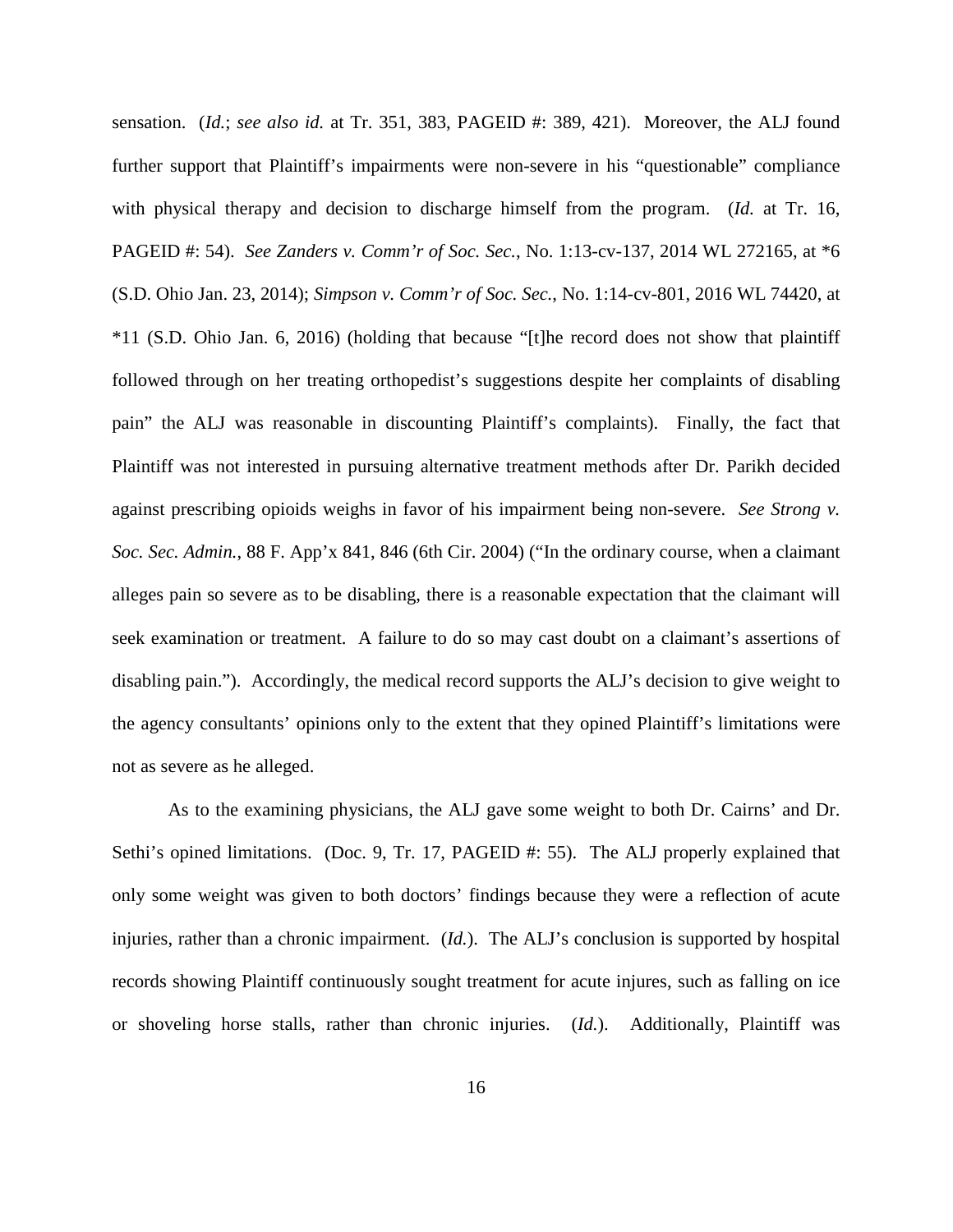sensation. (*Id.*; *see also id.* at Tr. 351, 383, PAGEID #: 389, 421). Moreover, the ALJ found further support that Plaintiff's impairments were non-severe in his "questionable" compliance with physical therapy and decision to discharge himself from the program. (*Id.* at Tr. 16, PAGEID #: 54). *See Zanders v. Comm'r of Soc. Sec.*, No. 1:13-cv-137, 2014 WL 272165, at *6 (S.D. Ohio Jan. 23, 2014); *Simpson v. Comm'r of Soc. Sec.*, No. 1:14-cv-801, 2016 WL 74420, at *11 (S.D. Ohio Jan. 6, 2016) (holding that because "[t]he record does not show that plaintiff followed through on her treating orthopedist's suggestions despite her complaints of disabling pain" the ALJ was reasonable in discounting Plaintiff's complaints). Finally, the fact that Plaintiff was not interested in pursuing alternative treatment methods after Dr. Parikh decided against prescribing opioids weighs in favor of his impairment being non-severe. *See Strong v. Soc. Sec. Admin.*, 88 F. App'x 841, 846 (6th Cir. 2004) ("In the ordinary course, when a claimant alleges pain so severe as to be disabling, there is a reasonable expectation that the claimant will seek examination or treatment. A failure to do so may cast doubt on a claimant's assertions of disabling pain."). Accordingly, the medical record supports the ALJ's decision to give weight to the agency consultants' opinions only to the extent that they opined Plaintiff's limitations were not as severe as he alleged.

As to the examining physicians, the ALJ gave some weight to both Dr. Cairns' and Dr. Sethi's opined limitations. (Doc. 9, Tr. 17, PAGEID #: 55). The ALJ properly explained that only some weight was given to both doctors' findings because they were a reflection of acute injuries, rather than a chronic impairment. (*Id.*). The ALJ's conclusion is supported by hospital records showing Plaintiff continuously sought treatment for acute injures, such as falling on ice or shoveling horse stalls, rather than chronic injuries. (*Id.*). Additionally, Plaintiff was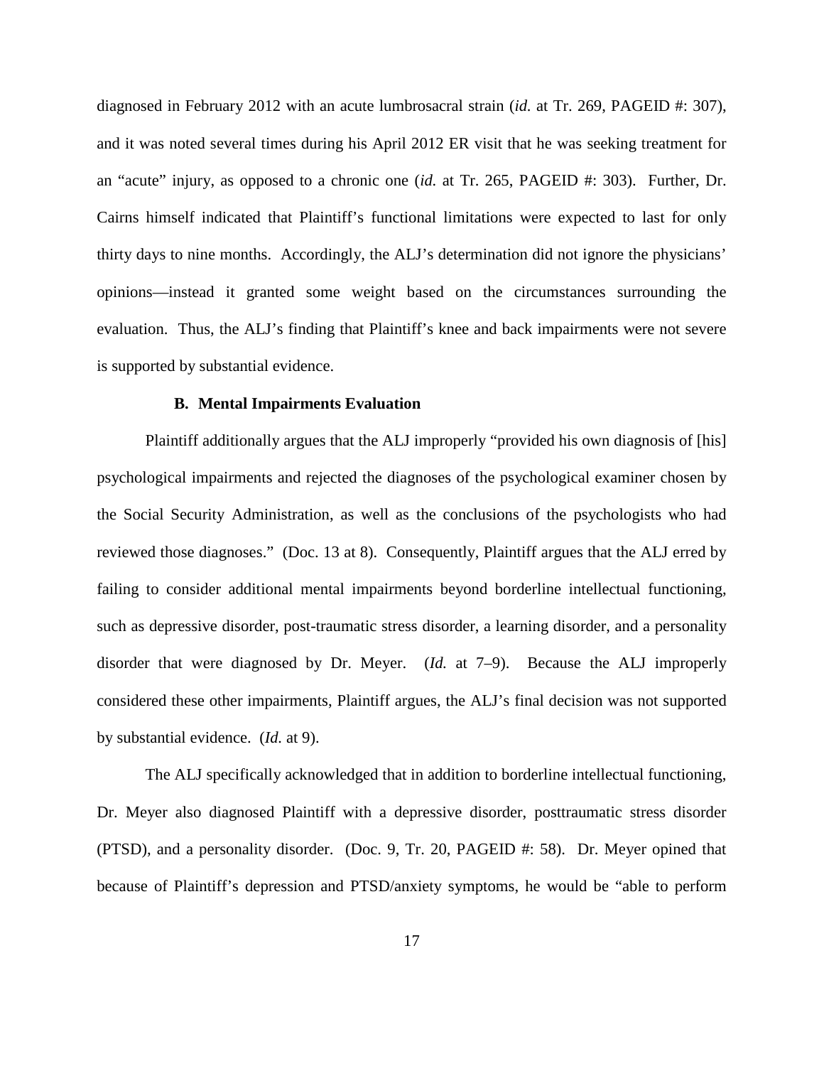diagnosed in February 2012 with an acute lumbrosacral strain (*id.* at Tr. 269, PAGEID #: 307), and it was noted several times during his April 2012 ER visit that he was seeking treatment for an "acute" injury, as opposed to a chronic one (*id.* at Tr. 265, PAGEID #: 303). Further, Dr. Cairns himself indicated that Plaintiff's functional limitations were expected to last for only thirty days to nine months. Accordingly, the ALJ's determination did not ignore the physicians' opinions—instead it granted some weight based on the circumstances surrounding the evaluation. Thus, the ALJ's finding that Plaintiff's knee and back impairments were not severe is supported by substantial evidence.

**B. Mental Impairments Evaluation**

Plaintiff additionally argues that the ALJ improperly "provided his own diagnosis of [his] psychological impairments and rejected the diagnoses of the psychological examiner chosen by the Social Security Administration, as well as the conclusions of the psychologists who had reviewed those diagnoses." (Doc. 13 at 8). Consequently, Plaintiff argues that the ALJ erred by failing to consider additional mental impairments beyond borderline intellectual functioning, such as depressive disorder, post-traumatic stress disorder, a learning disorder, and a personality disorder that were diagnosed by Dr. Meyer. (*Id.* at 7–9). Because the ALJ improperly considered these other impairments, Plaintiff argues, the ALJ's final decision was not supported by substantial evidence. (*Id.* at 9).

The ALJ specifically acknowledged that in addition to borderline intellectual functioning, Dr. Meyer also diagnosed Plaintiff with a depressive disorder, posttraumatic stress disorder (PTSD), and a personality disorder. (Doc. 9, Tr. 20, PAGEID #: 58). Dr. Meyer opined that because of Plaintiff's depression and PTSD/anxiety symptoms, he would be "able to perform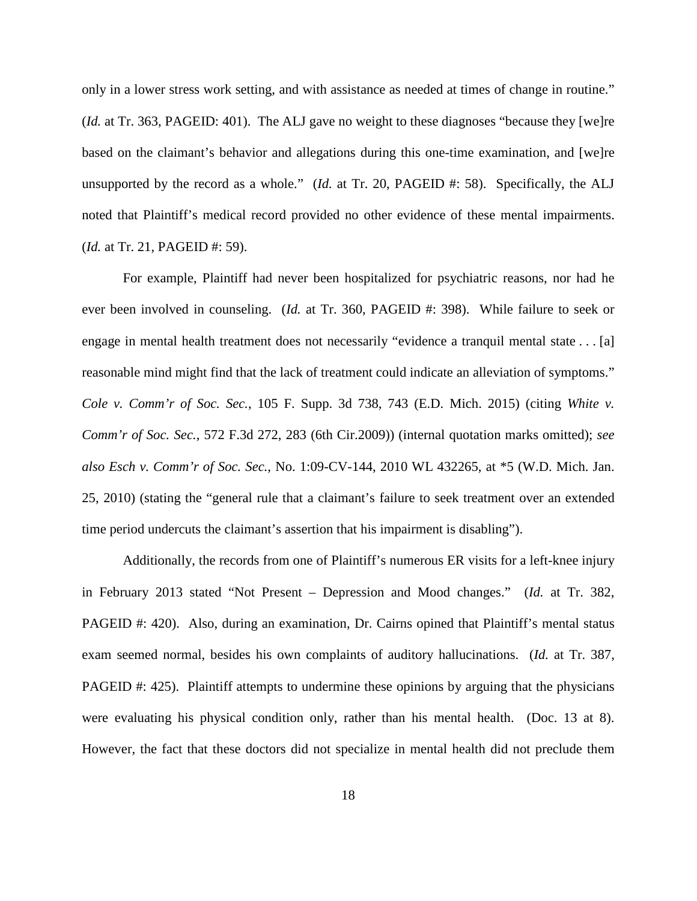only in a lower stress work setting, and with assistance as needed at times of change in routine." (*Id.* at Tr. 363, PAGEID: 401). The ALJ gave no weight to these diagnoses "because they [we]re based on the claimant's behavior and allegations during this one-time examination, and [we]re unsupported by the record as a whole." (*Id.* at Tr. 20, PAGEID #: 58). Specifically, the ALJ noted that Plaintiff's medical record provided no other evidence of these mental impairments. (*Id.* at Tr. 21, PAGEID #: 59).

For example, Plaintiff had never been hospitalized for psychiatric reasons, nor had he ever been involved in counseling. (*Id.* at Tr. 360, PAGEID #: 398). While failure to seek or engage in mental health treatment does not necessarily "evidence a tranquil mental state . . . [a] reasonable mind might find that the lack of treatment could indicate an alleviation of symptoms." *Cole v. Comm'r of Soc. Sec.*, 105 F. Supp. 3d 738, 743 (E.D. Mich. 2015) (citing *White v. Comm'r of Soc. Sec.*, 572 F.3d 272, 283 (6th Cir.2009)) (internal quotation marks omitted); *see also Esch v. Comm'r of Soc. Sec.*, No. 1:09-CV-144, 2010 WL 432265, at *5 (W.D. Mich. Jan. 25, 2010) (stating the "general rule that a claimant's failure to seek treatment over an extended time period undercuts the claimant's assertion that his impairment is disabling").

Additionally, the records from one of Plaintiff's numerous ER visits for a left-knee injury in February 2013 stated "Not Present – Depression and Mood changes." (*Id.* at Tr. 382, PAGEID #: 420). Also, during an examination, Dr. Cairns opined that Plaintiff's mental status exam seemed normal, besides his own complaints of auditory hallucinations. (*Id.* at Tr. 387, PAGEID #: 425). Plaintiff attempts to undermine these opinions by arguing that the physicians were evaluating his physical condition only, rather than his mental health. (Doc. 13 at 8). However, the fact that these doctors did not specialize in mental health did not preclude them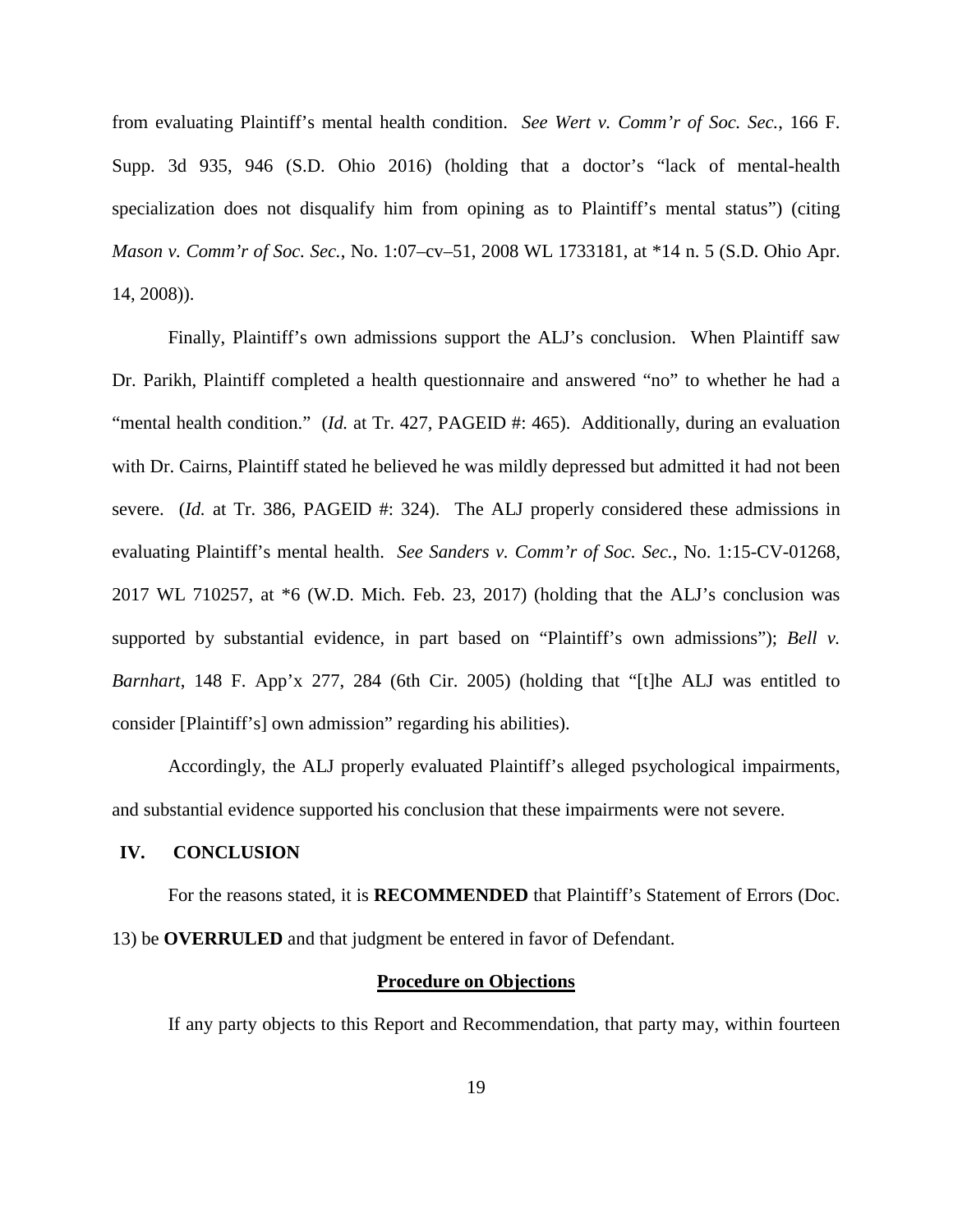from evaluating Plaintiff's mental health condition. *See Wert v. Comm'r of Soc. Sec.*, 166 F. Supp. 3d 935, 946 (S.D. Ohio 2016) (holding that a doctor's "lack of mental-health specialization does not disqualify him from opining as to Plaintiff's mental status") (citing *Mason v. Comm'r of Soc. Sec.*, No. 1:07–cv–51, 2008 WL 1733181, at *14 n. 5 (S.D. Ohio Apr. 14, 2008)).

Finally, Plaintiff's own admissions support the ALJ's conclusion. When Plaintiff saw Dr. Parikh, Plaintiff completed a health questionnaire and answered "no" to whether he had a "mental health condition." (*Id.* at Tr. 427, PAGEID #: 465). Additionally, during an evaluation with Dr. Cairns, Plaintiff stated he believed he was mildly depressed but admitted it had not been severe. (*Id.* at Tr. 386, PAGEID #: 324). The ALJ properly considered these admissions in evaluating Plaintiff's mental health. *See Sanders v. Comm'r of Soc. Sec.*, No. 1:15-CV-01268, 2017 WL 710257, at *6 (W.D. Mich. Feb. 23, 2017) (holding that the ALJ's conclusion was supported by substantial evidence, in part based on "Plaintiff's own admissions"); *Bell v. Barnhart*, 148 F. App'x 277, 284 (6th Cir. 2005) (holding that "[t]he ALJ was entitled to consider [Plaintiff's] own admission" regarding his abilities).

Accordingly, the ALJ properly evaluated Plaintiff's alleged psychological impairments, and substantial evidence supported his conclusion that these impairments were not severe.

## IV. CONCLUSION

For the reasons stated, it is **RECOMMENDED** that Plaintiff's Statement of Errors (Doc. 13) be **OVERRULED** and that judgment be entered in favor of Defendant.

### Procedure on Objections

If any party objects to this Report and Recommendation, that party may, within fourteen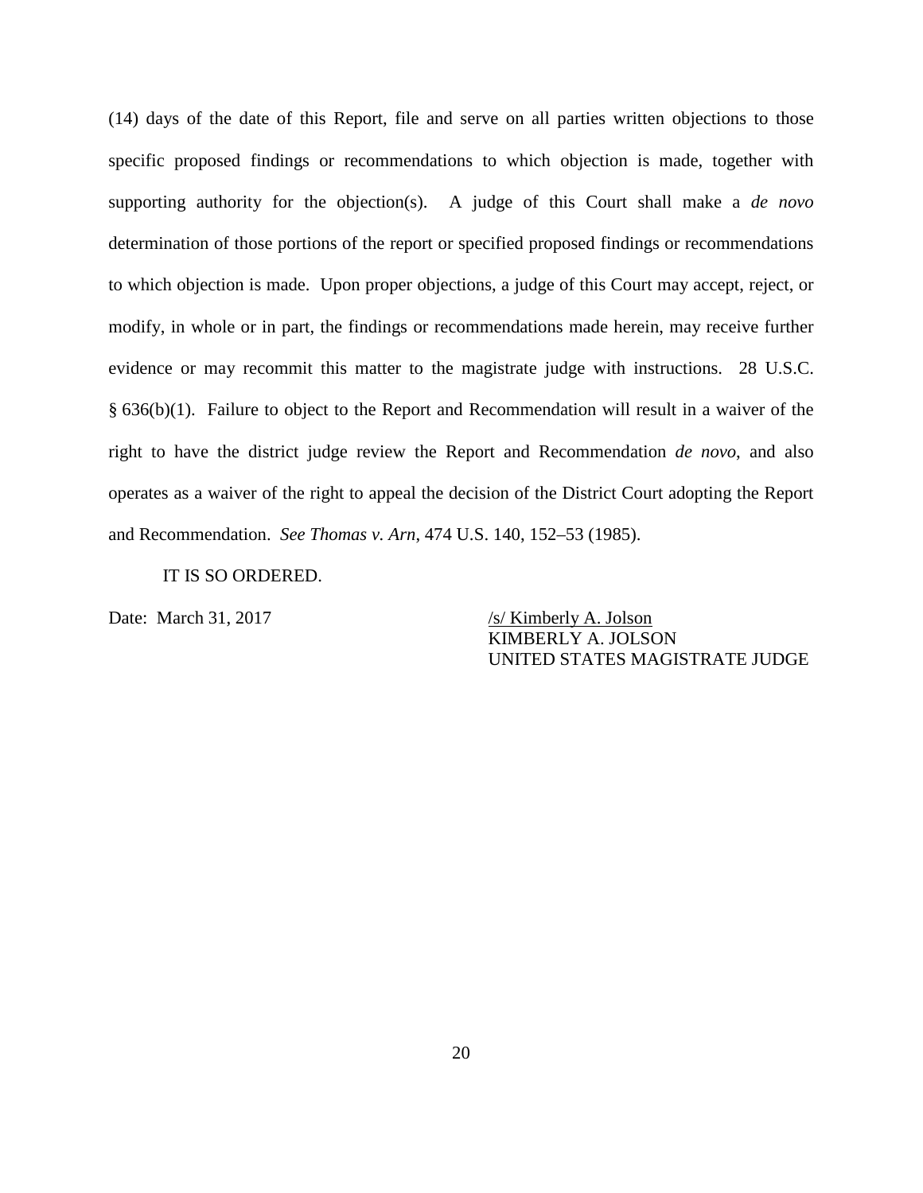(14) days of the date of this Report, file and serve on all parties written objections to those specific proposed findings or recommendations to which objection is made, together with supporting authority for the objection(s). A judge of this Court shall make a *de novo* determination of those portions of the report or specified proposed findings or recommendations to which objection is made. Upon proper objections, a judge of this Court may accept, reject, or modify, in whole or in part, the findings or recommendations made herein, may receive further evidence or may recommit this matter to the magistrate judge with instructions. 28 U.S.C. § 636(b)(1). Failure to object to the Report and Recommendation will result in a waiver of the right to have the district judge review the Report and Recommendation *de novo*, and also operates as a waiver of the right to appeal the decision of the District Court adopting the Report and Recommendation. *See Thomas v. Arn*, 474 U.S. 140, 152–53 (1985).

IT IS SO ORDERED.

Date: March 31, 2017

/s/ Kimberly A. Jolson
KIMBERLY A. JOLSON
UNITED STATES MAGISTRATE JUDGE